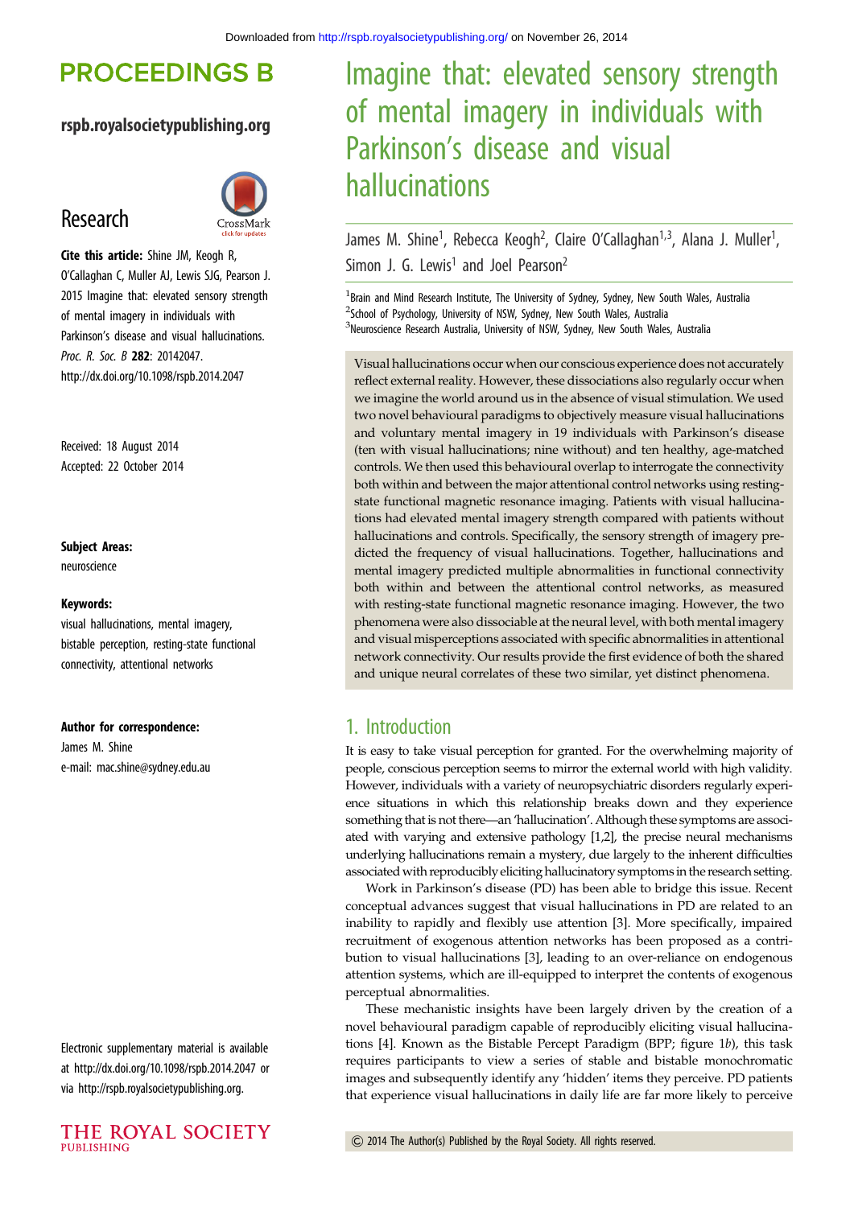# PROCEEDINGS B

**rspb.royalsocietypublishing.org**

## Research

**Cite this article:** Shine JM, Keogh R, O'Callaghan C, Muller AJ, Lewis SJG, Pearson J. 2015 Imagine that: elevated sensory strength of mental imagery in individuals with Parkinson's disease and visual hallucinations. *Proc. R. Soc. B* **282**: 20142047. http://dx.doi.org/10.1098/rspb.2014.2047

Received: 18 August 2014
Accepted: 22 October 2014

**Subject Areas:**
neuroscience

**Keywords:**
visual hallucinations, mental imagery, bistable perception, resting-state functional connectivity, attentional networks

**Author for correspondence:**
James M. Shine
e-mail: mac.shine@sydney.edu.au

Electronic supplementary material is available at http://dx.doi.org/10.1098/rspb.2014.2047 or via http://rspb.royalsocietypublishing.org.

# Imagine that: elevated sensory strength of mental imagery in individuals with Parkinson's disease and visual hallucinations

James M. Shine[1], Rebecca Keogh[2], Claire O'Callaghan[1,3], Alana J. Muller[1], Simon J. G. Lewis[1] and Joel Pearson[2]

[1]Brain and Mind Research Institute, The University of Sydney, Sydney, New South Wales, Australia
[2]School of Psychology, University of NSW, Sydney, New South Wales, Australia
[3]Neuroscience Research Australia, University of NSW, Sydney, New South Wales, Australia

Visual hallucinations occur when our conscious experience does not accurately reflect external reality. However, these dissociations also regularly occur when we imagine the world around us in the absence of visual stimulation. We used two novel behavioural paradigms to objectively measure visual hallucinations and voluntary mental imagery in 19 individuals with Parkinson's disease (ten with visual hallucinations; nine without) and ten healthy, age-matched controls. We then used this behavioural overlap to interrogate the connectivity both within and between the major attentional control networks using resting-state functional magnetic resonance imaging. Patients with visual hallucinations had elevated mental imagery strength compared with patients without hallucinations and controls. Specifically, the sensory strength of imagery predicted the frequency of visual hallucinations. Together, hallucinations and mental imagery predicted multiple abnormalities in functional connectivity both within and between the attentional control networks, as measured with resting-state functional magnetic resonance imaging. However, the two phenomena were also dissociable at the neural level, with both mental imagery and visual misperceptions associated with specific abnormalities in attentional network connectivity. Our results provide the first evidence of both the shared and unique neural correlates of these two similar, yet distinct phenomena.

## 1. Introduction

It is easy to take visual perception for granted. For the overwhelming majority of people, conscious perception seems to mirror the external world with high validity. However, individuals with a variety of neuropsychiatric disorders regularly experience situations in which this relationship breaks down and they experience something that is not there—an 'hallucination'. Although these symptoms are associated with varying and extensive pathology [1,2], the precise neural mechanisms underlying hallucinations remain a mystery, due largely to the inherent difficulties associated with reproducibly eliciting hallucinatory symptoms in the research setting.

Work in Parkinson's disease (PD) has been able to bridge this issue. Recent conceptual advances suggest that visual hallucinations in PD are related to an inability to rapidly and flexibly use attention [3]. More specifically, impaired recruitment of exogenous attention networks has been proposed as a contribution to visual hallucinations [3], leading to an over-reliance on endogenous attention systems, which are ill-equipped to interpret the contents of exogenous perceptual abnormalities.

These mechanistic insights have been largely driven by the creation of a novel behavioural paradigm capable of reproducibly eliciting visual hallucinations [4]. Known as the Bistable Percept Paradigm (BPP; figure 1*b*), this task requires participants to view a series of stable and bistable monochromatic images and subsequently identify any 'hidden' items they perceive. PD patients that experience visual hallucinations in daily life are far more likely to perceive

© 2014 The Author(s) Published by the Royal Society. All rights reserved.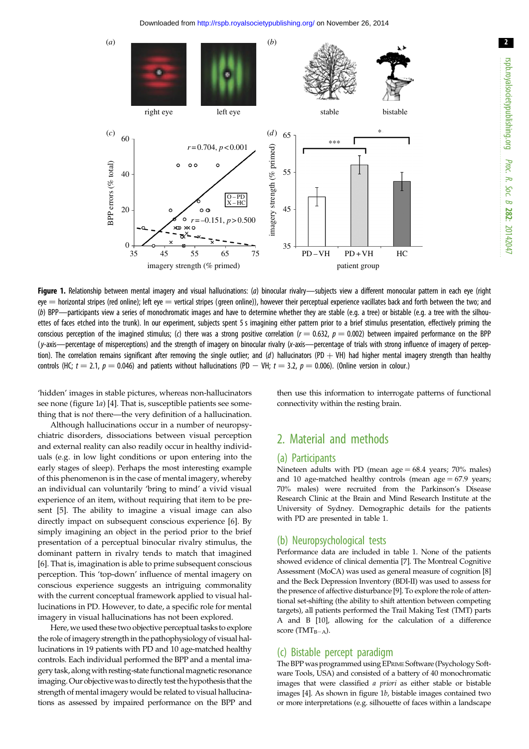**Figure 1.** Relationship between mental imagery and visual hallucinations: (*a*) binocular rivalry—subjects view a different monocular pattern in each eye (right eye = horizontal stripes (red online); left eye = vertical stripes (green online)), however their perceptual experience vacillates back and forth between the two; and (*b*) BPP—participants view a series of monochromatic images and have to determine whether they are stable (e.g. a tree) or bistable (e.g. a tree with the silhouettes of faces etched into the trunk). In our experiment, subjects spent 5 s imagining either pattern prior to a brief stimulus presentation, effectively priming the conscious perception of the imagined stimulus; (*c*) there was a strong positive correlation ($r = 0.632$, $p = 0.002$) between impaired performance on the BPP (*y*-axis—percentage of misperceptions) and the strength of imagery on binocular rivalry (*x*-axis—percentage of trials with strong influence of imagery of perception). The correlation remains significant after removing the single outlier; and (*d*) hallucinators (PD + VH) had higher mental imagery strength than healthy controls (HC; $t = 2.1$, $p = 0.046$) and patients without hallucinations (PD − VH; $t = 3.2$, $p = 0.006$). (Online version in colour.)

'hidden' images in stable pictures, whereas non-hallucinators see none (figure 1*a*) [4]. That is, susceptible patients see something that is *not* there—the very definition of a hallucination.

Although hallucinations occur in a number of neuropsychiatric disorders, dissociations between visual perception and external reality can also readily occur in healthy individuals (e.g. in low light conditions or upon entering into the early stages of sleep). Perhaps the most interesting example of this phenomenon is in the case of mental imagery, whereby an individual can voluntarily 'bring to mind' a vivid visual experience of an item, without requiring that item to be present [5]. The ability to imagine a visual image can also directly impact on subsequent conscious experience [6]. By simply imagining an object in the period prior to the brief presentation of a perceptual binocular rivalry stimulus, the dominant pattern in rivalry tends to match that imagined [6]. That is, imagination is able to prime subsequent conscious perception. This 'top-down' influence of mental imagery on conscious experience suggests an intriguing commonality with the current conceptual framework applied to visual hallucinations in PD. However, to date, a specific role for mental imagery in visual hallucinations has not been explored.

Here, we used these two objective perceptual tasks to explore the role of imagery strength in the pathophysiology of visual hallucinations in 19 patients with PD and 10 age-matched healthy controls. Each individual performed the BPP and a mental imagery task, along with resting-state functional magnetic resonance imaging. Our objective was to directly test the hypothesis that the strength of mental imagery would be related to visual hallucinations as assessed by impaired performance on the BPP and then use this information to interrogate patterns of functional connectivity within the resting brain.

## 2. Material and methods

### (a) Participants

Nineteen adults with PD (mean age = 68.4 years; 70% males) and 10 age-matched healthy controls (mean age = 67.9 years; 70% males) were recruited from the Parkinson's Disease Research Clinic at the Brain and Mind Research Institute at the University of Sydney. Demographic details for the patients with PD are presented in table 1.

### (b) Neuropsychological tests

Performance data are included in table 1. None of the patients showed evidence of clinical dementia [7]. The Montreal Cognitive Assessment (MoCA) was used as general measure of cognition [8] and the Beck Depression Inventory (BDI-II) was used to assess for the presence of affective disturbance [9]. To explore the role of attentional set-shifting (the ability to shift attention between competing targets), all patients performed the Trail Making Test (TMT) parts A and B [10], allowing for the calculation of a difference score ($TMT_{B-A}$).

### (c) Bistable percept paradigm

The BPP was programmed using EPRIME Software (Psychology Software Tools, USA) and consisted of a battery of 40 monochromatic images that were classified *a priori* as either stable or bistable images [4]. As shown in figure 1*b*, bistable images contained two or more interpretations (e.g. silhouette of faces within a landscape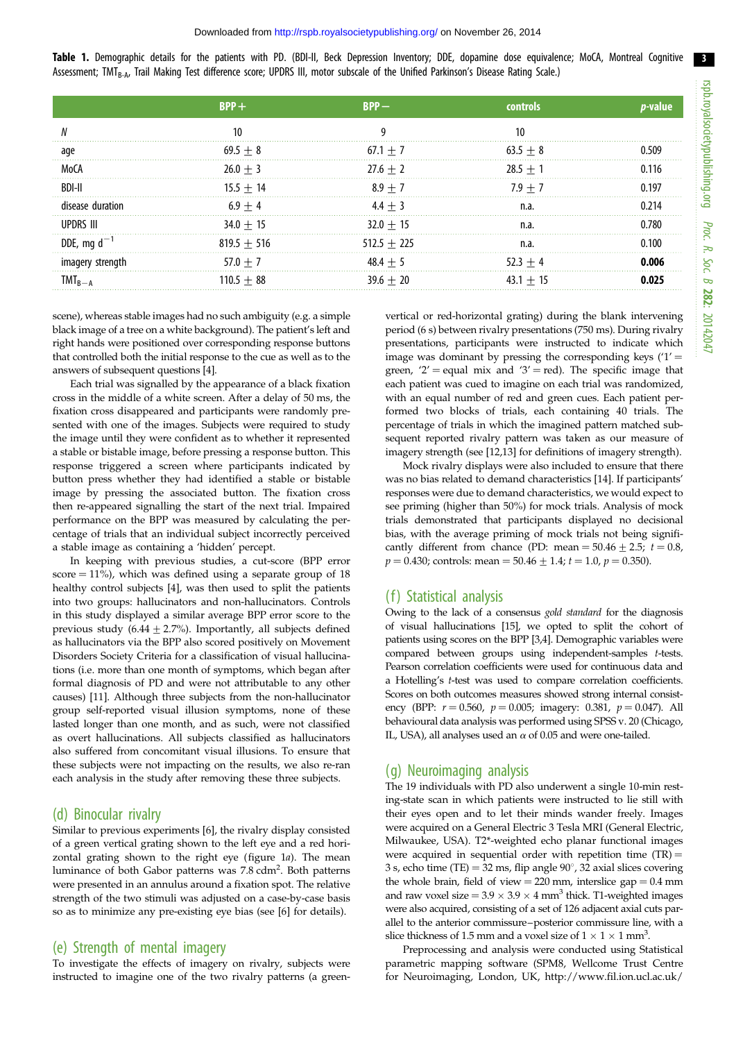**Table 1.** Demographic details for the patients with PD. (BDI-II, Beck Depression Inventory; DDE, dopamine dose equivalence; MoCA, Montreal Cognitive Assessment; $TMT_{B-A}$, Trail Making Test difference score; UPDRS III, motor subscale of the Unified Parkinson's Disease Rating Scale.)

| | BPP+ | BPP− | controls | *p*-value |
|---|---|---|---|---|
| *N* | 10 | 9 | 10 | |
| age | 69.5 ± 8 | 67.1 ± 7 | 63.5 ± 8 | 0.509 |
| MoCA | 26.0 ± 3 | 27.6 ± 2 | 28.5 ± 1 | 0.116 |
| BDI-II | 15.5 ± 14 | 8.9 ± 7 | 7.9 ± 7 | 0.197 |
| disease duration | 6.9 ± 4 | 4.4 ± 3 | n.a. | 0.214 |
| UPDRS III | 34.0 ± 15 | 32.0 ± 15 | n.a. | 0.780 |
| DDE, mg $d^{-1}$ | 819.5 ± 516 | 512.5 ± 225 | n.a. | 0.100 |
| imagery strength | 57.0 ± 7 | 48.4 ± 5 | 52.3 ± 4 | **0.006** |
| $TMT_{B-A}$ | 110.5 ± 88 | 39.6 ± 20 | 43.1 ± 15 | **0.025** |

scene), whereas stable images had no such ambiguity (e.g. a simple black image of a tree on a white background). The patient's left and right hands were positioned over corresponding response buttons that controlled both the initial response to the cue as well as to the answers of subsequent questions [4].

Each trial was signalled by the appearance of a black fixation cross in the middle of a white screen. After a delay of 50 ms, the fixation cross disappeared and participants were randomly presented with one of the images. Subjects were required to study the image until they were confident as to whether it represented a stable or bistable image, before pressing a response button. This response triggered a screen where participants indicated by button press whether they had identified a stable or bistable image by pressing the associated button. The fixation cross then re-appeared signalling the start of the next trial. Impaired performance on the BPP was measured by calculating the percentage of trials that an individual subject incorrectly perceived a stable image as containing a 'hidden' percept.

In keeping with previous studies, a cut-score (BPP error score = 11%), which was defined using a separate group of 18 healthy control subjects [4], was then used to split the patients into two groups: hallucinators and non-hallucinators. Controls in this study displayed a similar average BPP error score to the previous study (6.44 ± 2.7%). Importantly, all subjects defined as hallucinators via the BPP also scored positively on Movement Disorders Society Criteria for a classification of visual hallucinations (i.e. more than one month of symptoms, which began after formal diagnosis of PD and were not attributable to any other causes) [11]. Although three subjects from the non-hallucinator group self-reported visual illusion symptoms, none of these lasted longer than one month, and as such, were not classified as overt hallucinations. All subjects classified as hallucinators also suffered from concomitant visual illusions. To ensure that these subjects were not impacting on the results, we also re-ran each analysis in the study after removing these three subjects.

## (d) Binocular rivalry

Similar to previous experiments [6], the rivalry display consisted of a green vertical grating shown to the left eye and a red horizontal grating shown to the right eye (figure 1*a*). The mean luminance of both Gabor patterns was 7.8 $cdm^2$. Both patterns were presented in an annulus around a fixation spot. The relative strength of the two stimuli was adjusted on a case-by-case basis so as to minimize any pre-existing eye bias (see [6] for details).

## (e) Strength of mental imagery

To investigate the effects of imagery on rivalry, subjects were instructed to imagine one of the two rivalry patterns (a green-vertical or red-horizontal grating) during the blank intervening period (6 s) between rivalry presentations (750 ms). During rivalry presentations, participants were instructed to indicate which image was dominant by pressing the corresponding keys ('1' = green, '2' = equal mix and '3' = red). The specific image that each patient was cued to imagine on each trial was randomized, with an equal number of red and green cues. Each patient performed two blocks of trials, each containing 40 trials. The percentage of trials in which the imagined pattern matched subsequent reported rivalry pattern was taken as our measure of imagery strength (see [12,13] for definitions of imagery strength).

Mock rivalry displays were also included to ensure that there was no bias related to demand characteristics [14]. If participants' responses were due to demand characteristics, we would expect to see priming (higher than 50%) for mock trials. Analysis of mock trials demonstrated that participants displayed no decisional bias, with the average priming of mock trials not being significantly different from chance (PD: mean = 50.46 ± 2.5; $t = 0.8$, $p = 0.430$; controls: mean = 50.46 ± 1.4; $t = 1.0$, $p = 0.350$).

## (f) Statistical analysis

Owing to the lack of a consensus *gold standard* for the diagnosis of visual hallucinations [15], we opted to split the cohort of patients using scores on the BPP [3,4]. Demographic variables were compared between groups using independent-samples *t*-tests. Pearson correlation coefficients were used for continuous data and a Hotelling's *t*-test was used to compare correlation coefficients. Scores on both outcomes measures showed strong internal consistency (BPP: $r = 0.560$, $p = 0.005$; imagery: 0.381, $p = 0.047$). All behavioural data analysis was performed using SPSS v. 20 (Chicago, IL, USA), all analyses used an $\alpha$ of 0.05 and were one-tailed.

## (g) Neuroimaging analysis

The 19 individuals with PD also underwent a single 10-min resting-state scan in which patients were instructed to lie still with their eyes open and to let their minds wander freely. Images were acquired on a General Electric 3 Tesla MRI (General Electric, Milwaukee, USA). T2*-weighted echo planar functional images were acquired in sequential order with repetition time (TR) = 3 s, echo time (TE) = 32 ms, flip angle 90°, 32 axial slices covering the whole brain, field of view = 220 mm, interslice gap = 0.4 mm and raw voxel size = 3.9 × 3.9 × 4 $mm^3$ thick. T1-weighted images were also acquired, consisting of a set of 126 adjacent axial cuts parallel to the anterior commissure–posterior commissure line, with a slice thickness of 1.5 mm and a voxel size of 1 × 1 × 1 $mm^3$.

Preprocessing and analysis were conducted using Statistical parametric mapping software (SPM8, Wellcome Trust Centre for Neuroimaging, London, UK, http://www.fil.ion.ucl.ac.uk/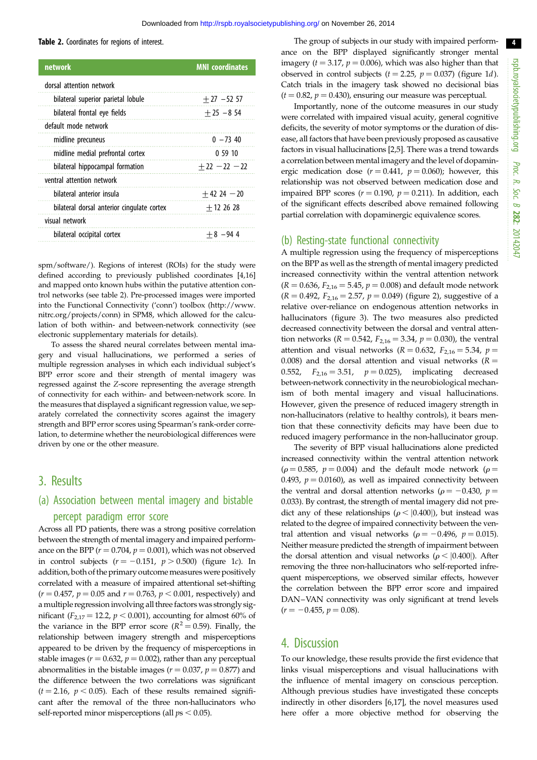**Table 2.** Coordinates for regions of interest.

| network | MNI coordinates |
|---|---|
| dorsal attention network | |
| bilateral superior parietal lobule | ±27 −52 57 |
| bilateral frontal eye fields | ±25 −8 54 |
| default mode network | |
| midline precuneus | 0 −73 40 |
| midline medial prefrontal cortex | 0 59 10 |
| bilateral hippocampal formation | ±22 −22 −22 |
| ventral attention network | |
| bilateral anterior insula | ±42 24 −20 |
| bilateral dorsal anterior cingulate cortex | ±12 26 28 |
| visual network | |
| bilateral occipital cortex | ±8 −94 4 |

spm/software/). Regions of interest (ROIs) for the study were defined according to previously published coordinates [4,16] and mapped onto known hubs within the putative attention control networks (see table 2). Pre-processed images were imported into the Functional Connectivity ('conn') toolbox (http://www.nitrc.org/projects/conn) in SPM8, which allowed for the calculation of both within- and between-network connectivity (see electronic supplementary materials for details).

To assess the shared neural correlates between mental imagery and visual hallucinations, we performed a series of multiple regression analyses in which each individual subject's BPP error score and their strength of mental imagery was regressed against the Z-score representing the average strength of connectivity for each within- and between-network score. In the measures that displayed a significant regression value, we separately correlated the connectivity scores against the imagery strength and BPP error scores using Spearman's rank-order correlation, to determine whether the neurobiological differences were driven by one or the other measure.

## 3. Results

### (a) Association between mental imagery and bistable percept paradigm error score

Across all PD patients, there was a strong positive correlation between the strength of mental imagery and impaired performance on the BPP ($r = 0.704$, $p = 0.001$), which was not observed in control subjects ($r = -0.151$, $p > 0.500$) (figure 1*c*). In addition, both of the primary outcome measures were positively correlated with a measure of impaired attentional set-shifting ($r = 0.457$, $p = 0.05$ and $r = 0.763$, $p < 0.001$, respectively) and a multiple regression involving all three factors was strongly significant ($F_{2,17} = 12.2$, $p < 0.001$), accounting for almost 60% of the variance in the BPP error score ($R^2 = 0.59$). Finally, the relationship between imagery strength and misperceptions appeared to be driven by the frequency of misperceptions in stable images ($r = 0.632$, $p = 0.002$), rather than any perceptual abnormalities in the bistable images ($r = 0.037$, $p = 0.877$) and the difference between the two correlations was significant ($t = 2.16$, $p < 0.05$). Each of these results remained significant after the removal of the three non-hallucinators who self-reported minor misperceptions (all $ps < 0.05$).

The group of subjects in our study with impaired performance on the BPP displayed significantly stronger mental imagery ($t = 3.17$, $p = 0.006$), which was also higher than that observed in control subjects ($t = 2.25$, $p = 0.037$) (figure 1*d*). Catch trials in the imagery task showed no decisional bias ($t = 0.82$, $p = 0.430$), ensuring our measure was perceptual.

Importantly, none of the outcome measures in our study were correlated with impaired visual acuity, general cognitive deficits, the severity of motor symptoms or the duration of disease, all factors that have been previously proposed as causative factors in visual hallucinations [2,5]. There was a trend towards a correlation between mental imagery and the level of dopaminergic medication dose ($r = 0.441$, $p = 0.060$); however, this relationship was not observed between medication dose and impaired BPP scores ($r = 0.190$, $p = 0.211$). In addition, each of the significant effects described above remained following partial correlation with dopaminergic equivalence scores.

### (b) Resting-state functional connectivity

A multiple regression using the frequency of misperceptions on the BPP as well as the strength of mental imagery predicted increased connectivity within the ventral attention network ($R = 0.636$, $F_{2,16} = 5.45$, $p = 0.008$) and default mode network ($R = 0.492$, $F_{2,16} = 2.57$, $p = 0.049$) (figure 2), suggestive of a relative over-reliance on endogenous attention networks in hallucinators (figure 3). The two measures also predicted decreased connectivity between the dorsal and ventral attention networks ($R = 0.542$, $F_{2,16} = 3.34$, $p = 0.030$), the ventral attention and visual networks ($R = 0.632$, $F_{2,16} = 5.34$, $p = 0.008$) and the dorsal attention and visual networks ($R = 0.552$, $F_{2,16} = 3.51$, $p = 0.025$), implicating decreased between-network connectivity in the neurobiological mechanism of both mental imagery and visual hallucinations. However, given the presence of reduced imagery strength in non-hallucinators (relative to healthy controls), it bears mention that these connectivity deficits may have been due to reduced imagery performance in the non-hallucinator group.

The severity of BPP visual hallucinations alone predicted increased connectivity within the ventral attention network ($\rho = 0.585$, $p = 0.004$) and the default mode network ($\rho = 0.493$, $p = 0.0160$), as well as impaired connectivity between the ventral and dorsal attention networks ($\rho = -0.430$, $p = 0.033$). By contrast, the strength of mental imagery did not predict any of these relationships ($\rho < |0.400|$), but instead was related to the degree of impaired connectivity between the ventral attention and visual networks ($\rho = -0.496$, $p = 0.015$). Neither measure predicted the strength of impairment between the dorsal attention and visual networks ($\rho < |0.400|$). After removing the three non-hallucinators who self-reported infrequent misperceptions, we observed similar effects, however the correlation between the BPP error score and impaired DAN–VAN connectivity was only significant at trend levels ($r = -0.455$, $p = 0.08$).

## 4. Discussion

To our knowledge, these results provide the first evidence that links visual misperceptions and visual hallucinations with the influence of mental imagery on conscious perception. Although previous studies have investigated these concepts indirectly in other disorders [6,17], the novel measures used here offer a more objective method for observing the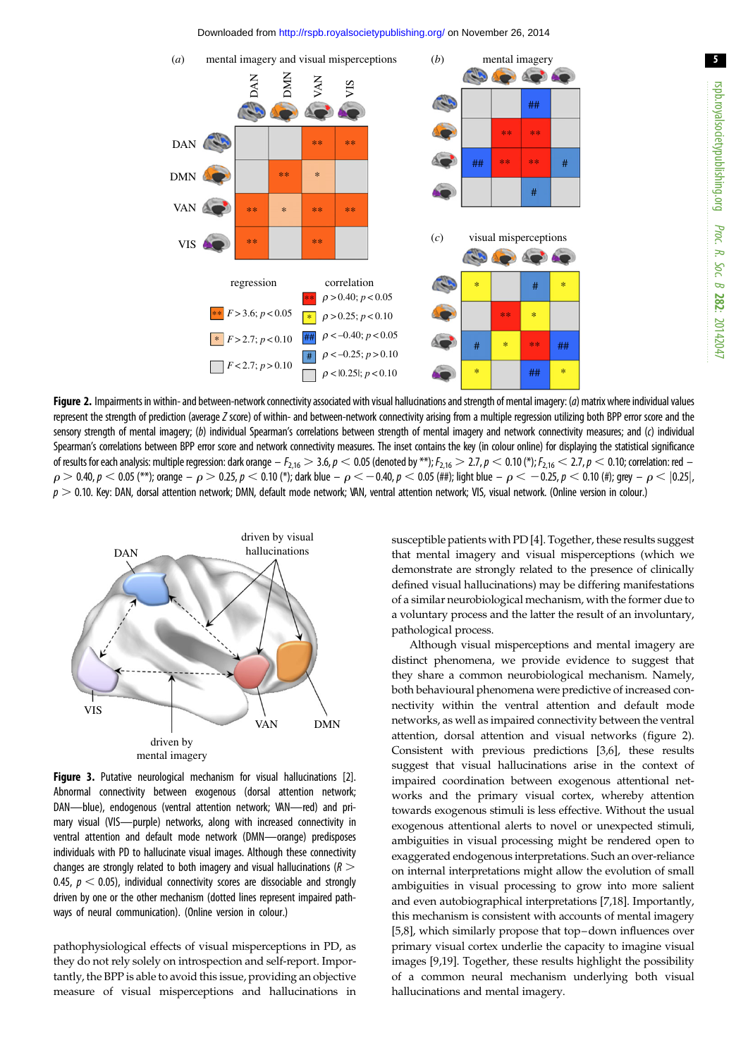**Figure 2.** Impairments in within- and between-network connectivity associated with visual hallucinations and strength of mental imagery: (*a*) matrix where individual values represent the strength of prediction (average *Z* score) of within- and between-network connectivity arising from a multiple regression utilizing both BPP error score and the sensory strength of mental imagery; (*b*) individual Spearman's correlations between strength of mental imagery and network connectivity measures; and (*c*) individual Spearman's correlations between BPP error score and network connectivity measures. The inset contains the key (in colour online) for displaying the statistical significance of results for each analysis: multiple regression: dark orange – $F_{2,16} > 3.6$, $p < 0.05$ (denoted by **); $F_{2,16} > 2.7$, $p < 0.10$ (*); $F_{2,16} < 2.7$, $p < 0.10$; correlation: red – $\rho > 0.40$, $p < 0.05$ (**); orange – $\rho > 0.25$, $p < 0.10$ (*); dark blue – $\rho < -0.40$, $p < 0.05$ (##); light blue – $\rho < -0.25$, $p < 0.10$ (#); grey – $\rho < |0.25|$, $p > 0.10$. Key: DAN, dorsal attention network; DMN, default mode network; VAN, ventral attention network; VIS, visual network. (Online version in colour.)

**Figure 3.** Putative neurological mechanism for visual hallucinations [2]. Abnormal connectivity between exogenous (dorsal attention network; DAN—blue), endogenous (ventral attention network; VAN—red) and primary visual (VIS—purple) networks, along with increased connectivity in ventral attention and default mode network (DMN—orange) predisposes individuals with PD to hallucinate visual images. Although these connectivity changes are strongly related to both imagery and visual hallucinations ($R > 0.45$, $p < 0.05$), individual connectivity scores are dissociable and strongly driven by one or the other mechanism (dotted lines represent impaired pathways of neural communication). (Online version in colour.)

pathophysiological effects of visual misperceptions in PD, as they do not rely solely on introspection and self-report. Importantly, the BPP is able to avoid this issue, providing an objective measure of visual misperceptions and hallucinations in susceptible patients with PD [4]. Together, these results suggest that mental imagery and visual misperceptions (which we demonstrate are strongly related to the presence of clinically defined visual hallucinations) may be differing manifestations of a similar neurobiological mechanism, with the former due to a voluntary process and the latter the result of an involuntary, pathological process.

Although visual misperceptions and mental imagery are distinct phenomena, we provide evidence to suggest that they share a common neurobiological mechanism. Namely, both behavioural phenomena were predictive of increased connectivity within the ventral attention and default mode networks, as well as impaired connectivity between the ventral attention, dorsal attention and visual networks (figure 2). Consistent with previous predictions [3,6], these results suggest that visual hallucinations arise in the context of impaired coordination between exogenous attentional networks and the primary visual cortex, whereby attention towards exogenous stimuli is less effective. Without the usual exogenous attentional alerts to novel or unexpected stimuli, ambiguities in visual processing might be rendered open to exaggerated endogenous interpretations. Such an over-reliance on internal interpretations might allow the evolution of small ambiguities in visual processing to grow into more salient and even autobiographical interpretations [7,18]. Importantly, this mechanism is consistent with accounts of mental imagery [5,8], which similarly propose that top–down influences over primary visual cortex underlie the capacity to imagine visual images [9,19]. Together, these results highlight the possibility of a common neural mechanism underlying both visual hallucinations and mental imagery.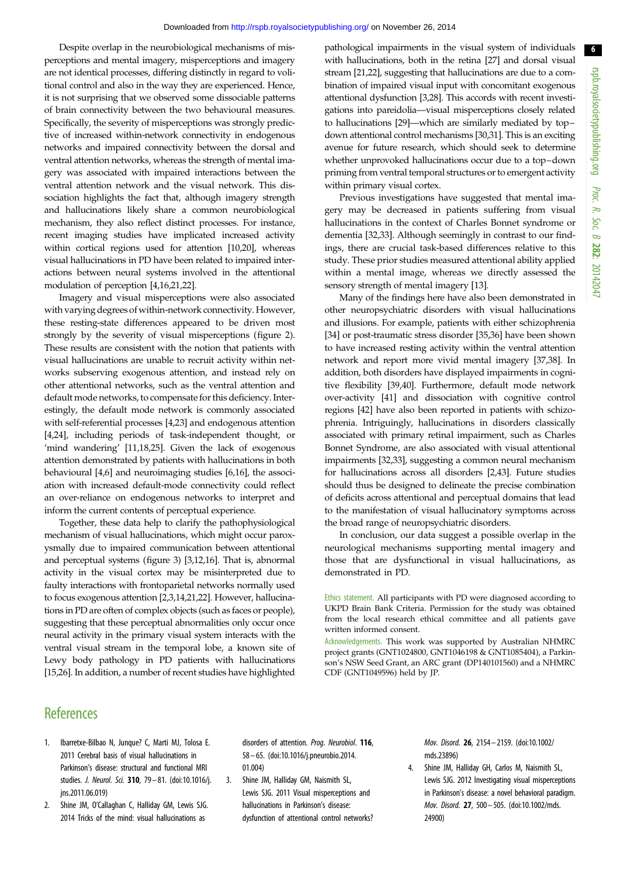Despite overlap in the neurobiological mechanisms of misperceptions and mental imagery, misperceptions and imagery are not identical processes, differing distinctly in regard to volitional control and also in the way they are experienced. Hence, it is not surprising that we observed some dissociable patterns of brain connectivity between the two behavioural measures. Specifically, the severity of misperceptions was strongly predictive of increased within-network connectivity in endogenous networks and impaired connectivity between the dorsal and ventral attention networks, whereas the strength of mental imagery was associated with impaired interactions between the ventral attention network and the visual network. This dissociation highlights the fact that, although imagery strength and hallucinations likely share a common neurobiological mechanism, they also reflect distinct processes. For instance, recent imaging studies have implicated increased activity within cortical regions used for attention [10,20], whereas visual hallucinations in PD have been related to impaired interactions between neural systems involved in the attentional modulation of perception [4,16,21,22].

Imagery and visual misperceptions were also associated with varying degrees of within-network connectivity. However, these resting-state differences appeared to be driven most strongly by the severity of visual misperceptions (figure 2). These results are consistent with the notion that patients with visual hallucinations are unable to recruit activity within networks subserving exogenous attention, and instead rely on other attentional networks, such as the ventral attention and default mode networks, to compensate for this deficiency. Interestingly, the default mode network is commonly associated with self-referential processes [4,23] and endogenous attention [4,24], including periods of task-independent thought, or 'mind wandering' [11,18,25]. Given the lack of exogenous attention demonstrated by patients with hallucinations in both behavioural [4,6] and neuroimaging studies [6,16], the association with increased default-mode connectivity could reflect an over-reliance on endogenous networks to interpret and inform the current contents of perceptual experience.

Together, these data help to clarify the pathophysiological mechanism of visual hallucinations, which might occur paroxysmally due to impaired communication between attentional and perceptual systems (figure 3) [3,12,16]. That is, abnormal activity in the visual cortex may be misinterpreted due to faulty interactions with frontoparietal networks normally used to focus exogenous attention [2,3,14,21,22]. However, hallucinations in PD are often of complex objects (such as faces or people), suggesting that these perceptual abnormalities only occur once neural activity in the primary visual system interacts with the ventral visual stream in the temporal lobe, a known site of Lewy body pathology in PD patients with hallucinations [15,26]. In addition, a number of recent studies have highlighted pathological impairments in the visual system of individuals with hallucinations, both in the retina [27] and dorsal visual stream [21,22], suggesting that hallucinations are due to a combination of impaired visual input with concomitant exogenous attentional dysfunction [3,28]. This accords with recent investigations into pareidolia—visual misperceptions closely related to hallucinations [29]—which are similarly mediated by top–down attentional control mechanisms [30,31]. This is an exciting avenue for future research, which should seek to determine whether unprovoked hallucinations occur due to a top–down priming from ventral temporal structures or to emergent activity within primary visual cortex.

Previous investigations have suggested that mental imagery may be decreased in patients suffering from visual hallucinations in the context of Charles Bonnet syndrome or dementia [32,33]. Although seemingly in contrast to our findings, there are crucial task-based differences relative to this study. These prior studies measured attentional ability applied within a mental image, whereas we directly assessed the sensory strength of mental imagery [13].

Many of the findings here have also been demonstrated in other neuropsychiatric disorders with visual hallucinations and illusions. For example, patients with either schizophrenia [34] or post-traumatic stress disorder [35,36] have been shown to have increased resting activity within the ventral attention network and report more vivid mental imagery [37,38]. In addition, both disorders have displayed impairments in cognitive flexibility [39,40]. Furthermore, default mode network over-activity [41] and dissociation with cognitive control regions [42] have also been reported in patients with schizophrenia. Intriguingly, hallucinations in disorders classically associated with primary retinal impairment, such as Charles Bonnet Syndrome, are also associated with visual attentional impairments [32,33], suggesting a common neural mechanism for hallucinations across all disorders [2,43]. Future studies should thus be designed to delineate the precise combination of deficits across attentional and perceptual domains that lead to the manifestation of visual hallucinatory symptoms across the broad range of neuropsychiatric disorders.

In conclusion, our data suggest a possible overlap in the neurological mechanisms supporting mental imagery and those that are dysfunctional in visual hallucinations, as demonstrated in PD.

Ethics statement. All participants with PD were diagnosed according to UKPD Brain Bank Criteria. Permission for the study was obtained from the local research ethical committee and all patients gave written informed consent.

Acknowledgements. This work was supported by Australian NHMRC project grants (GNT1024800, GNT1046198 & GNT1085404), a Parkinson's NSW Seed Grant, an ARC grant (DP140101560) and a NHMRC CDF (GNT1049596) held by JP.

## References

1. Ibarretxe-Bilbao N, Junque? C, Marti MJ, Tolosa E. 2011 Cerebral basis of visual hallucinations in Parkinson's disease: structural and functional MRI studies. *J. Neurol. Sci.* **310**, 79–81. (doi:10.1016/j.jns.2011.06.019)
2. Shine JM, O'Callaghan C, Halliday GM, Lewis SJG. 2014 Tricks of the mind: visual hallucinations as disorders of attention. *Prog. Neurobiol.* **116**, 58–65. (doi:10.1016/j.pneurobio.2014.01.004)
3. Shine JM, Halliday GM, Naismith SL, Lewis SJG. 2011 Visual misperceptions and hallucinations in Parkinson's disease: dysfunction of attentional control networks? *Mov. Disord.* **26**, 2154–2159. (doi:10.1002/mds.23896)
4. Shine JM, Halliday GH, Carlos M, Naismith SL, Lewis SJG. 2012 Investigating visual misperceptions in Parkinson's disease: a novel behavioral paradigm. *Mov. Disord.* **27**, 500–505. (doi:10.1002/mds.24900)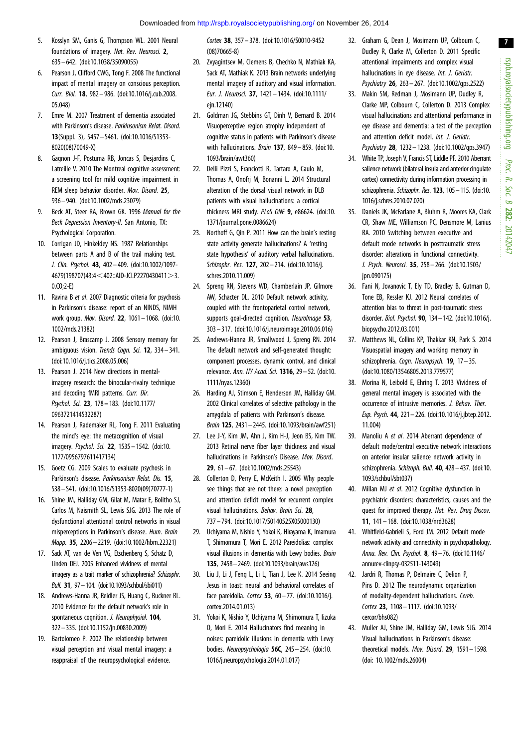5. Kosslyn SM, Ganis G, Thompson WL. 2001 Neural foundations of imagery. *Nat. Rev. Neurosci.* **2**, 635–642. (doi:10.1038/35090055)
6. Pearson J, Clifford CWG, Tong F. 2008 The functional impact of mental imagery on conscious perception. *Curr. Biol.* **18**, 982–986. (doi:10.1016/j.cub.2008.05.048)
7. Emre M. 2007 Treatment of dementia associated with Parkinson's disease. *Parkinsonism Relat. Disord.* **13**(Suppl. 3), S457–S461. (doi:10.1016/S1353-8020(08)70049-X)
8. Gagnon J-F, Postuma RB, Joncas S, Desjardins C, Latreille V. 2010 The Montreal cognitive assessment: a screening tool for mild cognitive impairment in REM sleep behavior disorder. *Mov. Disord.* **25**, 936–940. (doi:10.1002/mds.23079)
9. Beck AT, Steer RA, Brown GK. 1996 *Manual for the Beck Depression Inventory-II*. San Antonio, TX: Psychological Corporation.
10. Corrigan JD, Hinkeldey NS. 1987 Relationships between parts A and B of the trail making test. *J. Clin. Psychol.* **43**, 402–409. (doi:10.1002/1097-4679(198707)43:4<402::AID-JCLP2270430411>3.0.CO;2-E)
11. Ravina B *et al*. 2007 Diagnostic criteria for psychosis in Parkinson's disease: report of an NINDS, NIMH work group. *Mov. Disord.* **22**, 1061–1068. (doi:10.1002/mds.21382)
12. Pearson J, Brascamp J. 2008 Sensory memory for ambiguous vision. *Trends Cogn. Sci.* **12**, 334–341. (doi:10.1016/j.tics.2008.05.006)
13. Pearson J. 2014 New directions in mental-imagery research: the binocular-rivalry technique and decoding fMRI patterns. *Curr. Dir. Psychol. Sci.* **23**, 178–183. (doi:10.1177/0963721414532287)
14. Pearson J, Rademaker RL, Tong F. 2011 Evaluating the mind's eye: the metacognition of visual imagery. *Psychol. Sci.* **22**, 1535–1542. (doi:10.1177/0956797611417134)
15. Goetz CG. 2009 Scales to evaluate psychosis in Parkinson's disease. *Parkinsonism Relat. Dis.* **15**, S38–S41. (doi:10.1016/S1353-8020(09)70777-1)
16. Shine JM, Halliday GM, Gilat M, Matar E, Bolitho SJ, Carlos M, Naismith SL, Lewis SJG. 2013 The role of dysfunctional attentional control networks in visual misperceptions in Parkinson's disease. *Hum. Brain Mapp.* **35**, 2206–2219. (doi:10.1002/hbm.22321)
17. Sack AT, van de Ven VG, Etschenberg S, Schatz D, Linden DEJ. 2005 Enhanced vividness of mental imagery as a trait marker of schizophrenia? *Schizophr. Bull.* **31**, 97–104. (doi:10.1093/schbul/sbi011)
18. Andrews-Hanna JR, Reidler JS, Huang C, Buckner RL. 2010 Evidence for the default network's role in spontaneous cognition. *J. Neurophysiol.* **104**, 322–335. (doi:10.1152/jn.00830.2009)
19. Bartolomeo P. 2002 The relationship between visual perception and visual mental imagery: a reappraisal of the neuropsychological evidence. *Cortex* **38**, 357–378. (doi:10.1016/S0010-9452(08)70665-8)
20. Zvyagintsev M, Clemens B, Chechko N, Mathiak KA, Sack AT, Mathiak K. 2013 Brain networks underlying mental imagery of auditory and visual information. *Eur. J. Neurosci.* **37**, 1421–1434. (doi:10.1111/ejn.12140)
21. Goldman JG, Stebbins GT, Dinh V, Bernard B. 2014 Visuoperceptive region atrophy independent of cognitive status in patients with Parkinson's disease with hallucinations. *Brain* **137**, 849–859. (doi:10.1093/brain/awt360)
22. Delli Pizzi S, Franciotti R, Tartaro A, Caulo M, Thomas A, Onofrj M, Bonanni L. 2014 Structural alteration of the dorsal visual network in DLB patients with visual hallucinations: a cortical thickness MRI study. *PLoS ONE* **9**, e86624. (doi:10.1371/journal.pone.0086624)
23. Northoff G, Qin P. 2011 How can the brain's resting state activity generate hallucinations? A 'resting state hypothesis' of auditory verbal hallucinations. *Schizophr. Res.* **127**, 202–214. (doi:10.1016/j.schres.2010.11.009)
24. Spreng RN, Stevens WD, Chamberlain JP, Gilmore AW, Schacter DL. 2010 Default network activity, coupled with the frontoparietal control network, supports goal-directed cognition. *NeuroImage* **53**, 303–317. (doi:10.1016/j.neuroimage.2010.06.016)
25. Andrews-Hanna JR, Smallwood J, Spreng RN. 2014 The default network and self-generated thought: component processes, dynamic control, and clinical relevance. *Ann. NY Acad. Sci.* **1316**, 29–52. (doi:10.1111/nyas.12360)
26. Harding AJ, Stimson E, Henderson JM, Halliday GM. 2002 Clinical correlates of selective pathology in the amygdala of patients with Parkinson's disease. *Brain* **125**, 2431–2445. (doi:10.1093/brain/awf251)
27. Lee J-Y, Kim JM, Ahn J, Kim H-J, Jeon BS, Kim TW. 2013 Retinal nerve fiber layer thickness and visual hallucinations in Parkinson's Disease. *Mov. Disord.* **29**, 61–67. (doi:10.1002/mds.25543)
28. Collerton D, Perry E, McKeith I. 2005 Why people see things that are not there: a novel perception and attention deficit model for recurrent complex visual hallucinations. *Behav. Brain Sci.* **28**, 737–794. (doi:10.1017/S0140525X05000130)
29. Uchiyama M, Nishio Y, Yokoi K, Hirayama K, Imamura T, Shimomura T, Mori E. 2012 Pareidolias: complex visual illusions in dementia with Lewy bodies. *Brain* **135**, 2458–2469. (doi:10.1093/brain/aws126)
30. Liu J, Li J, Feng L, Li L, Tian J, Lee K. 2014 Seeing Jesus in toast: neural and behavioral correlates of face pareidolia. *Cortex* **53**, 60–77. (doi:10.1016/j.cortex.2014.01.013)
31. Yokoi K, Nishio Y, Uchiyama M, Shimomura T, Iizuka O, Mori E. 2014 Hallucinators find meaning in noises: pareidolic illusions in dementia with Lewy bodies. *Neuropsychologia* **56C**, 245–254. (doi:10.1016/j.neuropsychologia.2014.01.017)
32. Graham G, Dean J, Mosimann UP, Colbourn C, Dudley R, Clarke M, Collerton D. 2011 Specific attentional impairments and complex visual hallucinations in eye disease. *Int. J. Geriatr. Psychiatry* **26**, 263–267. (doi:10.1002/gps.2522)
33. Makin SM, Redman J, Mosimann UP, Dudley R, Clarke MP, Colbourn C, Collerton D. 2013 Complex visual hallucinations and attentional performance in eye disease and dementia: a test of the perception and attention deficit model. *Int. J. Geriatr. Psychiatry* **28**, 1232–1238. (doi:10.1002/gps.3947)
34. White TP, Joseph V, Francis ST, Liddle PF. 2010 Aberrant salience network (bilateral insula and anterior cingulate cortex) connectivity during information processing in schizophrenia. *Schizophr. Res.* **123**, 105–115. (doi:10.1016/j.schres.2010.07.020)
35. Daniels JK, McFarlane A, Bluhm R, Moores KA, Clark CR, Shaw ME, Williamson PC, Densmore M, Lanius RA. 2010 Switching between executive and default mode networks in posttraumatic stress disorder: alterations in functional connectivity. *J. Psych. Neurosci.* **35**, 258–266. (doi:10.1503/jpn.090175)
36. Fani N, Jovanovic T, Ely TD, Bradley B, Gutman D, Tone EB, Ressler KJ. 2012 Neural correlates of attention bias to threat in post-traumatic stress disorder. *Biol. Psychol.* **90**, 134–142. (doi:10.1016/j.biopsycho.2012.03.001)
37. Matthews NL, Collins KP, Thakkar KN, Park S. 2014 Visuospatial imagery and working memory in schizophrenia. *Cogn. Neuropsych.* **19**, 17–35. (doi:10.1080/13546805.2013.779577)
38. Morina N, Leibold E, Ehring T. 2013 Vividness of general mental imagery is associated with the occurrence of intrusive memories. *J. Behav. Ther. Exp. Psych.* **44**, 221–226. (doi:10.1016/j.jbtep.2012.11.004)
39. Manoliu A *et al*. 2014 Aberrant dependence of default mode/central executive network interactions on anterior insular salience network activity in schizophrenia. *Schizoph. Bull.* **40**, 428–437. (doi:10.1093/schbul/sbt037)
40. Millan MJ *et al*. 2012 Cognitive dysfunction in psychiatric disorders: characteristics, causes and the quest for improved therapy. *Nat. Rev. Drug Discov.* **11**, 141–168. (doi:10.1038/nrd3628)
41. Whitfield-Gabrieli S, Ford JM. 2012 Default mode network activity and connectivity in psychopathology. *Annu. Rev. Clin. Psychol.* **8**, 49–76. (doi:10.1146/annurev-clinpsy-032511-143049)
42. Jardri R, Thomas P, Delmaire C, Delion P, Pins D. 2012 The neurodynamic organization of modality-dependent hallucinations. *Cereb. Cortex* **23**, 1108–1117. (doi:10.1093/cercor/bhs082)
43. Muller AJ, Shine JM, Halliday GM, Lewis SJG. 2014 Visual hallucinations in Parkinson's disease: theoretical models. *Mov. Disord.* **29**, 1591–1598. (doi: 10.1002/mds.26004)